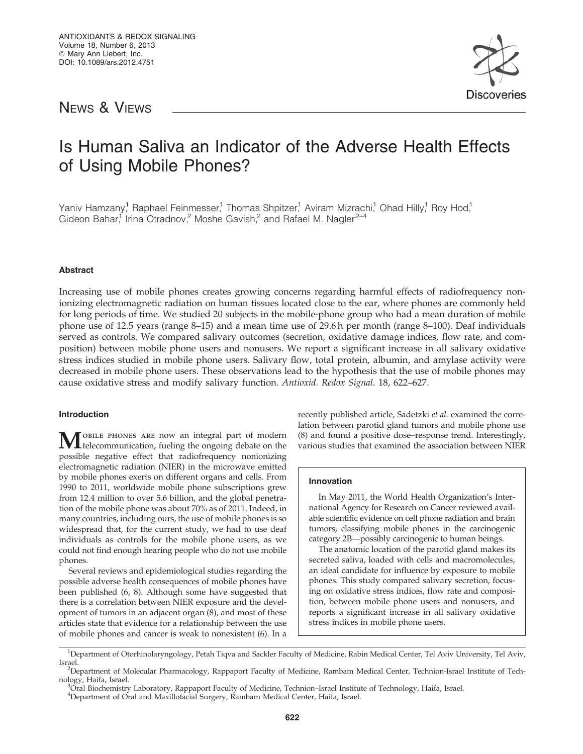News & Views

# Is Human Saliva an Indicator of the Adverse Health Effects of Using Mobile Phones?

Yaniv Hamzany,[1] Raphael Feinmesser,[1] Thomas Shpitzer,[1] Aviram Mizrachi,[1] Ohad Hilly,[1] Roy Hod,[1] Gideon Bahar,[1] Irina Otradnov,[2] Moshe Gavish,[2] and Rafael M. Nagler[2–4]

### Abstract

Increasing use of mobile phones creates growing concerns regarding harmful effects of radiofrequency nonionizing electromagnetic radiation on human tissues located close to the ear, where phones are commonly held for long periods of time. We studied 20 subjects in the mobile-phone group who had a mean duration of mobile phone use of 12.5 years (range 8–15) and a mean time use of 29.6 h per month (range 8–100). Deaf individuals served as controls. We compared salivary outcomes (secretion, oxidative damage indices, flow rate, and composition) between mobile phone users and nonusers. We report a significant increase in all salivary oxidative stress indices studied in mobile phone users. Salivary flow, total protein, albumin, and amylase activity were decreased in mobile phone users. These observations lead to the hypothesis that the use of mobile phones may cause oxidative stress and modify salivary function. *Antioxid. Redox Signal.* 18, 622–627.

### Introduction

Mobile phones are now an integral part of modern telecommunication, fueling the ongoing debate on the possible negative effect that radiofrequency nonionizing electromagnetic radiation (NIER) in the microwave emitted by mobile phones exerts on different organs and cells. From 1990 to 2011, worldwide mobile phone subscriptions grew from 12.4 million to over 5.6 billion, and the global penetration of the mobile phone was about 70% as of 2011. Indeed, in many countries, including ours, the use of mobile phones is so widespread that, for the current study, we had to use deaf individuals as controls for the mobile phone users, as we could not find enough hearing people who do not use mobile phones.

Several reviews and epidemiological studies regarding the possible adverse health consequences of mobile phones have been published (6, 8). Although some have suggested that there is a correlation between NIER exposure and the development of tumors in an adjacent organ (8), and most of these articles state that evidence for a relationship between the use of mobile phones and cancer is weak to nonexistent (6). In a recently published article, Sadetzki *et al.* examined the correlation between parotid gland tumors and mobile phone use (8) and found a positive dose–response trend. Interestingly, various studies that examined the association between NIER

> **Innovation**
>
> In May 2011, the World Health Organization's International Agency for Research on Cancer reviewed available scientific evidence on cell phone radiation and brain tumors, classifying mobile phones in the carcinogenic category 2B—possibly carcinogenic to human beings.
>
> The anatomic location of the parotid gland makes its secreted saliva, loaded with cells and macromolecules, an ideal candidate for influence by exposure to mobile phones. This study compared salivary secretion, focusing on oxidative stress indices, flow rate and composition, between mobile phone users and nonusers, and reports a significant increase in all salivary oxidative stress indices in mobile phone users.

[1]Department of Otorhinolaryngology, Petah Tiqva and Sackler Faculty of Medicine, Rabin Medical Center, Tel Aviv University, Tel Aviv, Israel.
[2]Department of Molecular Pharmacology, Rappaport Faculty of Medicine, Rambam Medical Center, Technion-Israel Institute of Technology, Haifa, Israel.
[3]Oral Biochemistry Laboratory, Rappaport Faculty of Medicine, Technion–Israel Institute of Technology, Haifa, Israel.
[4]Department of Oral and Maxillofacial Surgery, Rambam Medical Center, Haifa, Israel.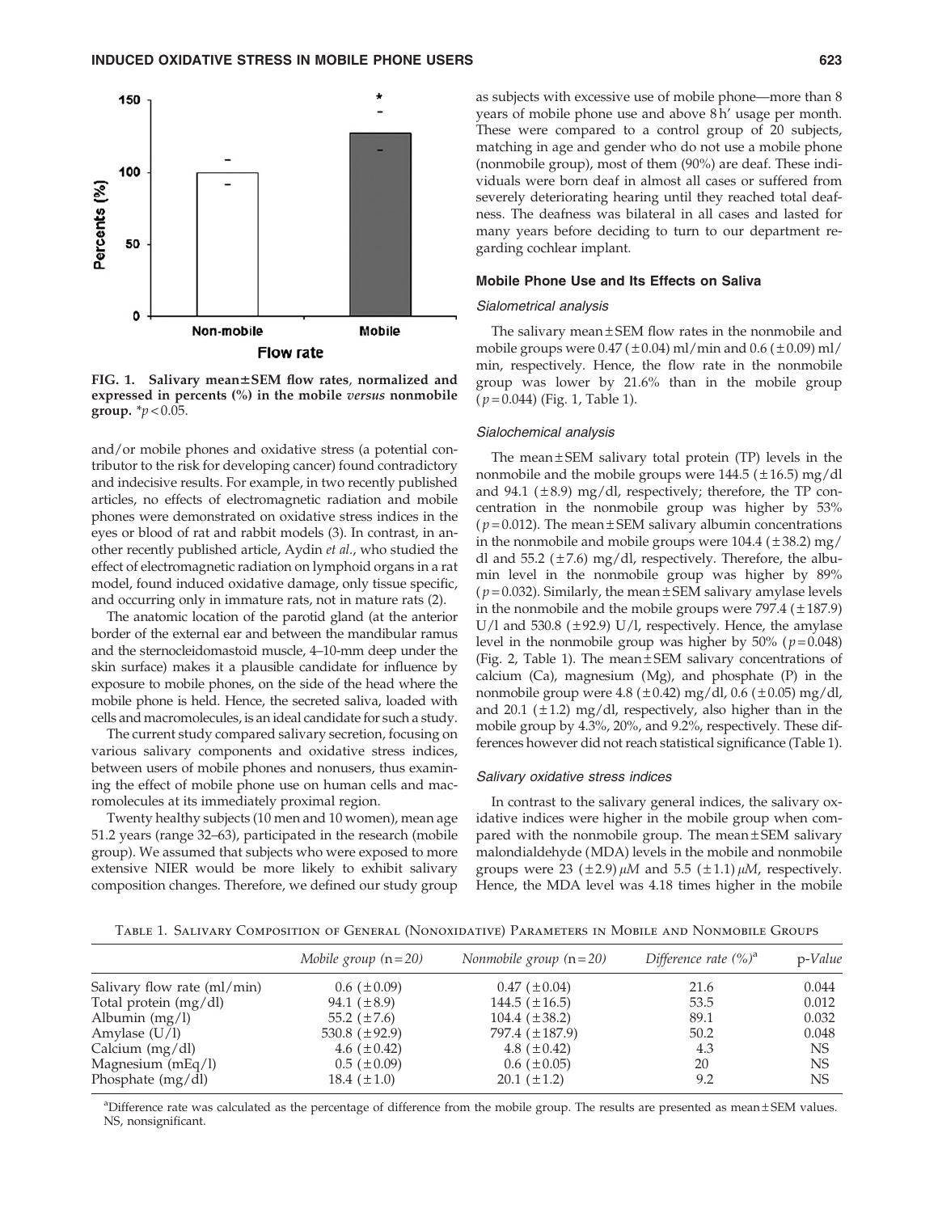FIG. 1. Salivary mean±SEM flow rates, normalized and expressed in percents (%) in the mobile *versus* nonmobile group. $^{*}p<0.05$.

and/or mobile phones and oxidative stress (a potential contributor to the risk for developing cancer) found contradictory and indecisive results. For example, in two recently published articles, no effects of electromagnetic radiation and mobile phones were demonstrated on oxidative stress indices in the eyes or blood of rat and rabbit models (3). In contrast, in another recently published article, Aydin *et al*., who studied the effect of electromagnetic radiation on lymphoid organs in a rat model, found induced oxidative damage, only tissue specific, and occurring only in immature rats, not in mature rats (2).

The anatomic location of the parotid gland (at the anterior border of the external ear and between the mandibular ramus and the sternocleidomastoid muscle, 4–10-mm deep under the skin surface) makes it a plausible candidate for influence by exposure to mobile phones, on the side of the head where the mobile phone is held. Hence, the secreted saliva, loaded with cells and macromolecules, is an ideal candidate for such a study.

The current study compared salivary secretion, focusing on various salivary components and oxidative stress indices, between users of mobile phones and nonusers, thus examining the effect of mobile phone use on human cells and macromolecules at its immediately proximal region.

Twenty healthy subjects (10 men and 10 women), mean age 51.2 years (range 32–63), participated in the research (mobile group). We assumed that subjects who were exposed to more extensive NIER would be more likely to exhibit salivary composition changes. Therefore, we defined our study group as subjects with excessive use of mobile phone—more than 8 years of mobile phone use and above 8 h' usage per month. These were compared to a control group of 20 subjects, matching in age and gender who do not use a mobile phone (nonmobile group), most of them (90%) are deaf. These individuals were born deaf in almost all cases or suffered from severely deteriorating hearing until they reached total deafness. The deafness was bilateral in all cases and lasted for many years before deciding to turn to our department regarding cochlear implant.

### Mobile Phone Use and Its Effects on Saliva

#### *Sialometrical analysis*

The salivary mean±SEM flow rates in the nonmobile and mobile groups were 0.47 (±0.04) ml/min and 0.6 (±0.09) ml/min, respectively. Hence, the flow rate in the nonmobile group was lower by 21.6% than in the mobile group ($p=0.044$) (Fig. 1, Table 1).

#### *Sialochemical analysis*

The mean±SEM salivary total protein (TP) levels in the nonmobile and the mobile groups were 144.5 (±16.5) mg/dl and 94.1 (±8.9) mg/dl, respectively; therefore, the TP concentration in the nonmobile group was higher by 53% ($p=0.012$). The mean±SEM salivary albumin concentrations in the nonmobile and mobile groups were 104.4 (±38.2) mg/dl and 55.2 (±7.6) mg/dl, respectively. Therefore, the albumin level in the nonmobile group was higher by 89% ($p=0.032$). Similarly, the mean±SEM salivary amylase levels in the nonmobile and the mobile groups were 797.4 (±187.9) U/l and 530.8 (±92.9) U/l, respectively. Hence, the amylase level in the nonmobile group was higher by 50% ($p=0.048$) (Fig. 2, Table 1). The mean±SEM salivary concentrations of calcium (Ca), magnesium (Mg), and phosphate (P) in the nonmobile group were 4.8 (±0.42) mg/dl, 0.6 (±0.05) mg/dl, and 20.1 (±1.2) mg/dl, respectively, also higher than in the mobile group by 4.3%, 20%, and 9.2%, respectively. These differences however did not reach statistical significance (Table 1).

#### *Salivary oxidative stress indices*

In contrast to the salivary general indices, the salivary oxidative indices were higher in the mobile group when compared with the nonmobile group. The mean±SEM salivary malondialdehyde (MDA) levels in the mobile and nonmobile groups were 23 (±2.9) $\mu M$ and 5.5 (±1.1) $\mu M$, respectively. Hence, the MDA level was 4.18 times higher in the mobile

Table 1. Salivary Composition of General (Nonoxidative) Parameters in Mobile and Nonmobile Groups

| | *Mobile group (n=20)* | *Nonmobile group (n=20)* | *Difference rate (%)*[a] | p-*Value* |
|---|---|---|---|---|
| Salivary flow rate (ml/min) | 0.6 (±0.09) | 0.47 (±0.04) | 21.6 | 0.044 |
| Total protein (mg/dl) | 94.1 (±8.9) | 144.5 (±16.5) | 53.5 | 0.012 |
| Albumin (mg/l) | 55.2 (±7.6) | 104.4 (±38.2) | 89.1 | 0.032 |
| Amylase (U/l) | 530.8 (±92.9) | 797.4 (±187.9) | 50.2 | 0.048 |
| Calcium (mg/dl) | 4.6 (±0.42) | 4.8 (±0.42) | 4.3 | NS |
| Magnesium (mEq/l) | 0.5 (±0.09) | 0.6 (±0.05) | 20 | NS |
| Phosphate (mg/dl) | 18.4 (±1.0) | 20.1 (±1.2) | 9.2 | NS |

[a]Difference rate was calculated as the percentage of difference from the mobile group. The results are presented as mean±SEM values. NS, nonsignificant.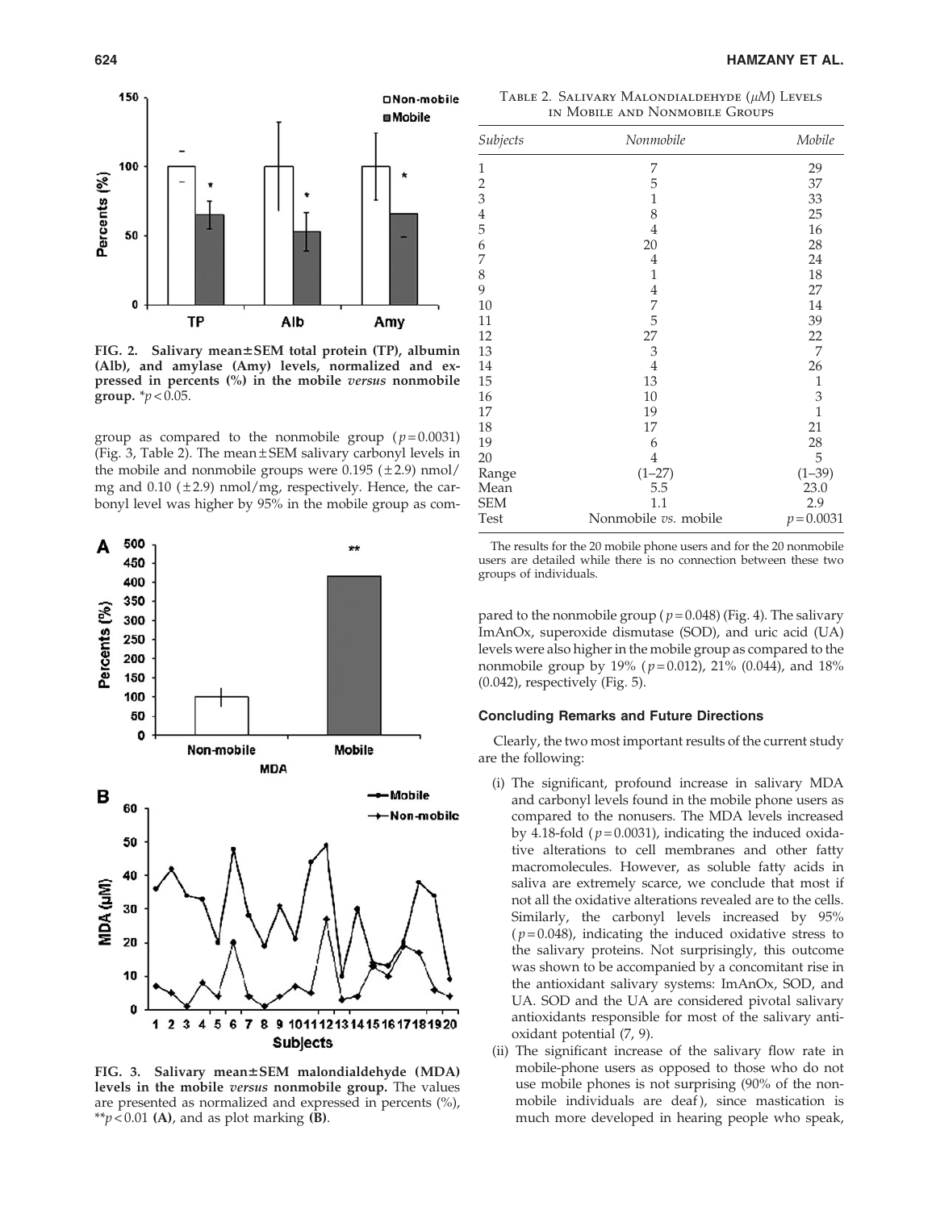FIG. 2. Salivary mean±SEM total protein (TP), albumin (Alb), and amylase (Amy) levels, normalized and expressed in percents (%) in the mobile *versus* nonmobile group. $*p<0.05$.

group as compared to the nonmobile group ($p=0.0031$) (Fig. 3, Table 2). The mean±SEM salivary carbonyl levels in the mobile and nonmobile groups were 0.195 (±2.9) nmol/mg and 0.10 (±2.9) nmol/mg, respectively. Hence, the carbonyl level was higher by 95% in the mobile group as compared to the nonmobile group ($p=0.048$) (Fig. 4). The salivary ImAnOx, superoxide dismutase (SOD), and uric acid (UA) levels were also higher in the mobile group as compared to the nonmobile group by 19% ($p=0.012$), 21% (0.044), and 18% (0.042), respectively (Fig. 5).

FIG. 3. Salivary mean±SEM malondialdehyde (MDA) levels in the mobile *versus* nonmobile group. The values are presented as normalized and expressed in percents (%), $**p<0.01$ **(A)**, and as plot marking **(B)**.

Table 2. Salivary Malondialdehyde ($\mu M$) Levels in Mobile and Nonmobile Groups

| *Subjects* | *Nonmobile* | *Mobile* |
|---|---|---|
| 1 | 7 | 29 |
| 2 | 5 | 37 |
| 3 | 1 | 33 |
| 4 | 8 | 25 |
| 5 | 4 | 16 |
| 6 | 20 | 28 |
| 7 | 4 | 24 |
| 8 | 1 | 18 |
| 9 | 4 | 27 |
| 10 | 7 | 14 |
| 11 | 5 | 39 |
| 12 | 27 | 22 |
| 13 | 3 | 7 |
| 14 | 4 | 26 |
| 15 | 13 | 1 |
| 16 | 10 | 3 |
| 17 | 19 | 1 |
| 18 | 17 | 21 |
| 19 | 6 | 28 |
| 20 | 4 | 5 |
| Range | (1–27) | (1–39) |
| Mean | 5.5 | 23.0 |
| SEM | 1.1 | 2.9 |
| Test | Nonmobile *vs.* mobile | $p=0.0031$ |

The results for the 20 mobile phone users and for the 20 nonmobile users are detailed while there is no connection between these two groups of individuals.

### Concluding Remarks and Future Directions

Clearly, the two most important results of the current study are the following:

(i) The significant, profound increase in salivary MDA and carbonyl levels found in the mobile phone users as compared to the nonusers. The MDA levels increased by 4.18-fold ($p=0.0031$), indicating the induced oxidative alterations to cell membranes and other fatty macromolecules. However, as soluble fatty acids in saliva are extremely scarce, we conclude that most if not all the oxidative alterations revealed are to the cells. Similarly, the carbonyl levels increased by 95% ($p=0.048$), indicating the induced oxidative stress to the salivary proteins. Not surprisingly, this outcome was shown to be accompanied by a concomitant rise in the antioxidant salivary systems: ImAnOx, SOD, and UA. SOD and the UA are considered pivotal salivary antioxidants responsible for most of the salivary antioxidant potential (7, 9).

(ii) The significant increase of the salivary flow rate in mobile-phone users as opposed to those who do not use mobile phones is not surprising (90% of the nonmobile individuals are deaf), since mastication is much more developed in hearing people who speak,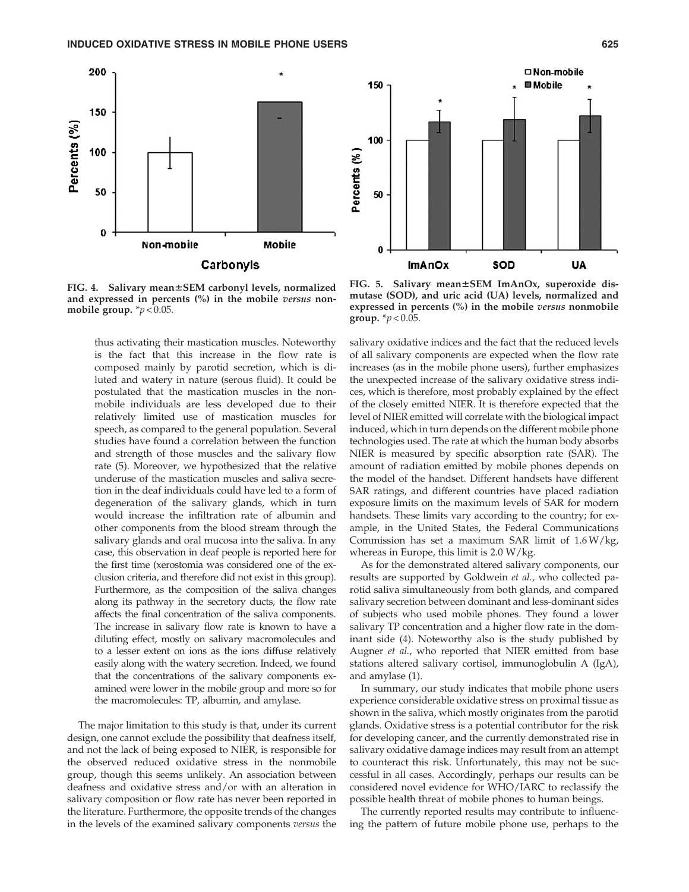FIG. 4. Salivary mean±SEM carbonyl levels, normalized and expressed in percents (%) in the mobile *versus* nonmobile group. $^{*}p<0.05$.

FIG. 5. Salivary mean±SEM ImAnOx, superoxide dismutase (SOD), and uric acid (UA) levels, normalized and expressed in percents (%) in the mobile *versus* nonmobile group. $^{*}p<0.05$.

thus activating their mastication muscles. Noteworthy is the fact that this increase in the flow rate is composed mainly by parotid secretion, which is diluted and watery in nature (serous fluid). It could be postulated that the mastication muscles in the nonmobile individuals are less developed due to their relatively limited use of mastication muscles for speech, as compared to the general population. Several studies have found a correlation between the function and strength of those muscles and the salivary flow rate (5). Moreover, we hypothesized that the relative underuse of the mastication muscles and saliva secretion in the deaf individuals could have led to a form of degeneration of the salivary glands, which in turn would increase the infiltration rate of albumin and other components from the blood stream through the salivary glands and oral mucosa into the saliva. In any case, this observation in deaf people is reported here for the first time (xerostomia was considered one of the exclusion criteria, and therefore did not exist in this group). Furthermore, as the composition of the saliva changes along its pathway in the secretory ducts, the flow rate affects the final concentration of the saliva components. The increase in salivary flow rate is known to have a diluting effect, mostly on salivary macromolecules and to a lesser extent on ions as the ions diffuse relatively easily along with the watery secretion. Indeed, we found that the concentrations of the salivary components examined were lower in the mobile group and more so for the macromolecules: TP, albumin, and amylase.

The major limitation to this study is that, under its current design, one cannot exclude the possibility that deafness itself, and not the lack of being exposed to NIER, is responsible for the observed reduced oxidative stress in the nonmobile group, though this seems unlikely. An association between deafness and oxidative stress and/or with an alteration in salivary composition or flow rate has never been reported in the literature. Furthermore, the opposite trends of the changes in the levels of the examined salivary components *versus* the salivary oxidative indices and the fact that the reduced levels of all salivary components are expected when the flow rate increases (as in the mobile phone users), further emphasizes the unexpected increase of the salivary oxidative stress indices, which is therefore, most probably explained by the effect of the closely emitted NIER. It is therefore expected that the level of NIER emitted will correlate with the biological impact induced, which in turn depends on the different mobile phone technologies used. The rate at which the human body absorbs NIER is measured by specific absorption rate (SAR). The amount of radiation emitted by mobile phones depends on the model of the handset. Different handsets have different SAR ratings, and different countries have placed radiation exposure limits on the maximum levels of SAR for modern handsets. These limits vary according to the country; for example, in the United States, the Federal Communications Commission has set a maximum SAR limit of 1.6 W/kg, whereas in Europe, this limit is 2.0 W/kg.

As for the demonstrated altered salivary components, our results are supported by Goldwein *et al.*, who collected parotid saliva simultaneously from both glands, and compared salivary secretion between dominant and less-dominant sides of subjects who used mobile phones. They found a lower salivary TP concentration and a higher flow rate in the dominant side (4). Noteworthy also is the study published by Augner *et al.*, who reported that NIER emitted from base stations altered salivary cortisol, immunoglobulin A (IgA), and amylase (1).

In summary, our study indicates that mobile phone users experience considerable oxidative stress on proximal tissue as shown in the saliva, which mostly originates from the parotid glands. Oxidative stress is a potential contributor for the risk for developing cancer, and the currently demonstrated rise in salivary oxidative damage indices may result from an attempt to counteract this risk. Unfortunately, this may not be successful in all cases. Accordingly, perhaps our results can be considered novel evidence for WHO/IARC to reclassify the possible health threat of mobile phones to human beings.

The currently reported results may contribute to influencing the pattern of future mobile phone use, perhaps to the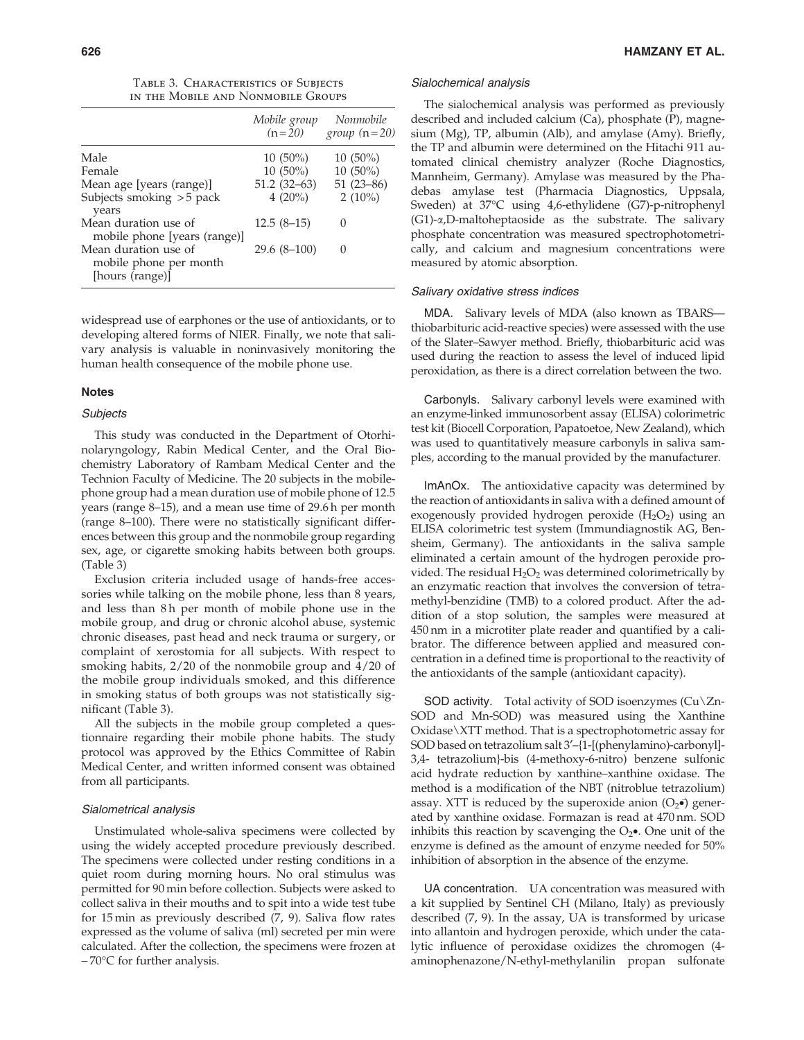Table 3. Characteristics of Subjects in the Mobile and Nonmobile Groups

| | Mobile group (n = 20) | Nonmobile group (n = 20) |
|---|---|---|
| Male | 10 (50%) | 10 (50%) |
| Female | 10 (50%) | 10 (50%) |
| Mean age [years (range)] | 51.2 (32–63) | 51 (23–86) |
| Subjects smoking > 5 pack years | 4 (20%) | 2 (10%) |
| Mean duration use of mobile phone [years (range)] | 12.5 (8–15) | 0 |
| Mean duration use of mobile phone per month [hours (range)] | 29.6 (8–100) | 0 |

widespread use of earphones or the use of antioxidants, or to developing altered forms of NIER. Finally, we note that salivary analysis is valuable in noninvasively monitoring the human health consequence of the mobile phone use.

## Notes

### Subjects

This study was conducted in the Department of Otorhinolaryngology, Rabin Medical Center, and the Oral Biochemistry Laboratory of Rambam Medical Center and the Technion Faculty of Medicine. The 20 subjects in the mobile-phone group had a mean duration use of mobile phone of 12.5 years (range 8–15), and a mean use time of 29.6 h per month (range 8–100). There were no statistically significant differences between this group and the nonmobile group regarding sex, age, or cigarette smoking habits between both groups. (Table 3)

Exclusion criteria included usage of hands-free accessories while talking on the mobile phone, less than 8 years, and less than 8 h per month of mobile phone use in the mobile group, and drug or chronic alcohol abuse, systemic chronic diseases, past head and neck trauma or surgery, or complaint of xerostomia for all subjects. With respect to smoking habits, 2/20 of the nonmobile group and 4/20 of the mobile group individuals smoked, and this difference in smoking status of both groups was not statistically significant (Table 3).

All the subjects in the mobile group completed a questionnaire regarding their mobile phone habits. The study protocol was approved by the Ethics Committee of Rabin Medical Center, and written informed consent was obtained from all participants.

### Sialometrical analysis

Unstimulated whole-saliva specimens were collected by using the widely accepted procedure previously described. The specimens were collected under resting conditions in a quiet room during morning hours. No oral stimulus was permitted for 90 min before collection. Subjects were asked to collect saliva in their mouths and to spit into a wide test tube for 15 min as previously described (7, 9). Saliva flow rates expressed as the volume of saliva (ml) secreted per min were calculated. After the collection, the specimens were frozen at −70°C for further analysis.

### Sialochemical analysis

The sialochemical analysis was performed as previously described and included calcium (Ca), phosphate (P), magnesium (Mg), TP, albumin (Alb), and amylase (Amy). Briefly, the TP and albumin were determined on the Hitachi 911 automated clinical chemistry analyzer (Roche Diagnostics, Mannheim, Germany). Amylase was measured by the Phadebas amylase test (Pharmacia Diagnostics, Uppsala, Sweden) at 37°C using 4,6-ethylidene (G7)-p-nitrophenyl (G1)-α,D-maltoheptaoside as the substrate. The salivary phosphate concentration was measured spectrophotometrically, and calcium and magnesium concentrations were measured by atomic absorption.

### Salivary oxidative stress indices

**MDA.** Salivary levels of MDA (also known as TBARS—thiobarbituric acid-reactive species) were assessed with the use of the Slater–Sawyer method. Briefly, thiobarbituric acid was used during the reaction to assess the level of induced lipid peroxidation, as there is a direct correlation between the two.

**Carbonyls.** Salivary carbonyl levels were examined with an enzyme-linked immunosorbent assay (ELISA) colorimetric test kit (Biocell Corporation, Papatoetoe, New Zealand), which was used to quantitatively measure carbonyls in saliva samples, according to the manual provided by the manufacturer.

**ImAnOx.** The antioxidative capacity was determined by the reaction of antioxidants in saliva with a defined amount of exogenously provided hydrogen peroxide ($H_2O_2$) using an ELISA colorimetric test system (Immundiagnostik AG, Bensheim, Germany). The antioxidants in the saliva sample eliminated a certain amount of the hydrogen peroxide provided. The residual $H_2O_2$ was determined colorimetrically by an enzymatic reaction that involves the conversion of tetramethyl-benzidine (TMB) to a colored product. After the addition of a stop solution, the samples were measured at 450 nm in a microtiter plate reader and quantified by a calibrator. The difference between applied and measured concentration in a defined time is proportional to the reactivity of the antioxidants of the sample (antioxidant capacity).

**SOD activity.** Total activity of SOD isoenzymes (Cu\Zn-SOD and Mn-SOD) was measured using the Xanthine Oxidase\XTT method. That is a spectrophotometric assay for SOD based on tetrazolium salt 3′–{1-[(phenylamino)-carbonyl]-3,4- tetrazolium}-bis (4-methoxy-6-nitro) benzene sulfonic acid hydrate reduction by xanthine–xanthine oxidase. The method is a modification of the NBT (nitroblue tetrazolium) assay. XTT is reduced by the superoxide anion ($O_2\bullet$) generated by xanthine oxidase. Formazan is read at 470 nm. SOD inhibits this reaction by scavenging the $O_2\bullet$. One unit of the enzyme is defined as the amount of enzyme needed for 50% inhibition of absorption in the absence of the enzyme.

**UA concentration.** UA concentration was measured with a kit supplied by Sentinel CH (Milano, Italy) as previously described (7, 9). In the assay, UA is transformed by uricase into allantoin and hydrogen peroxide, which under the catalytic influence of peroxidase oxidizes the chromogen (4-aminophenazone/N-ethyl-methylanilin propan sulfonate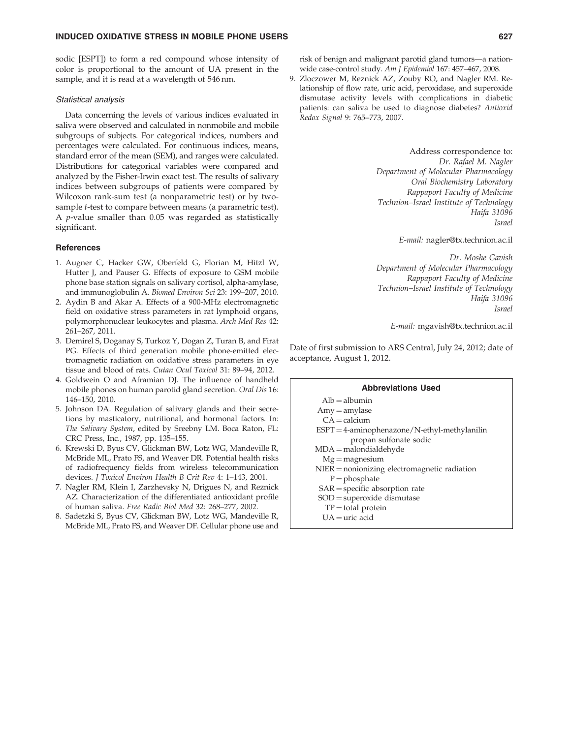sodic [ESPT]) to form a red compound whose intensity of color is proportional to the amount of UA present in the sample, and it is read at a wavelength of 546 nm.

### *Statistical analysis*

Data concerning the levels of various indices evaluated in saliva were observed and calculated in nonmobile and mobile subgroups of subjects. For categorical indices, numbers and percentages were calculated. For continuous indices, means, standard error of the mean (SEM), and ranges were calculated. Distributions for categorical variables were compared and analyzed by the Fisher-Irwin exact test. The results of salivary indices between subgroups of patients were compared by Wilcoxon rank-sum test (a nonparametric test) or by two-sample *t*-test to compare between means (a parametric test). A *p*-value smaller than 0.05 was regarded as statistically significant.

## References

1. Augner C, Hacker GW, Oberfeld G, Florian M, Hitzl W, Hutter J, and Pauser G. Effects of exposure to GSM mobile phone base station signals on salivary cortisol, alpha-amylase, and immunoglobulin A. *Biomed Environ Sci* 23: 199–207, 2010.
2. Aydin B and Akar A. Effects of a 900-MHz electromagnetic field on oxidative stress parameters in rat lymphoid organs, polymorphonuclear leukocytes and plasma. *Arch Med Res* 42: 261–267, 2011.
3. Demirel S, Doganay S, Turkoz Y, Dogan Z, Turan B, and Firat PG. Effects of third generation mobile phone-emitted electromagnetic radiation on oxidative stress parameters in eye tissue and blood of rats. *Cutan Ocul Toxicol* 31: 89–94, 2012.
4. Goldwein O and Aframian DJ. The influence of handheld mobile phones on human parotid gland secretion. *Oral Dis* 16: 146–150, 2010.
5. Johnson DA. Regulation of salivary glands and their secretions by masticatory, nutritional, and hormonal factors. In: *The Salivary System*, edited by Sreebny LM. Boca Raton, FL: CRC Press, Inc., 1987, pp. 135–155.
6. Krewski D, Byus CV, Glickman BW, Lotz WG, Mandeville R, McBride ML, Prato FS, and Weaver DR. Potential health risks of radiofrequency fields from wireless telecommunication devices. *J Toxicol Environ Health B Crit Rev* 4: 1–143, 2001.
7. Nagler RM, Klein I, Zarzhevsky N, Drigues N, and Reznick AZ. Characterization of the differentiated antioxidant profile of human saliva. *Free Radic Biol Med* 32: 268–277, 2002.
8. Sadetzki S, Byus CV, Glickman BW, Lotz WG, Mandeville R, McBride ML, Prato FS, and Weaver DF. Cellular phone use and risk of benign and malignant parotid gland tumors—a nationwide case-control study. *Am J Epidemiol* 167: 457–467, 2008.
9. Zloczower M, Reznick AZ, Zouby RO, and Nagler RM. Relationship of flow rate, uric acid, peroxidase, and superoxide dismutase activity levels with complications in diabetic patients: can saliva be used to diagnose diabetes? *Antioxid Redox Signal* 9: 765–773, 2007.

Address correspondence to:
*Dr. Rafael M. Nagler*
*Department of Molecular Pharmacology*
*Oral Biochemistry Laboratory*
*Rappaport Faculty of Medicine*
*Technion–Israel Institute of Technology*
*Haifa 31096*
*Israel*

*E-mail:* nagler@tx.technion.ac.il

*Dr. Moshe Gavish*
*Department of Molecular Pharmacology*
*Rappaport Faculty of Medicine*
*Technion–Israel Institute of Technology*
*Haifa 31096*
*Israel*

*E-mail:* mgavish@tx.technion.ac.il

Date of first submission to ARS Central, July 24, 2012; date of acceptance, August 1, 2012.

### Abbreviations Used

- Alb = albumin
- Amy = amylase
- CA = calcium
- ESPT = 4-aminophenazone/N-ethyl-methylanilin propan sulfonate sodic
- MDA = malondialdehyde
- Mg = magnesium
- NIER = nonionizing electromagnetic radiation
- P = phosphate
- SAR = specific absorption rate
- SOD = superoxide dismutase
- TP = total protein
- UA = uric acid